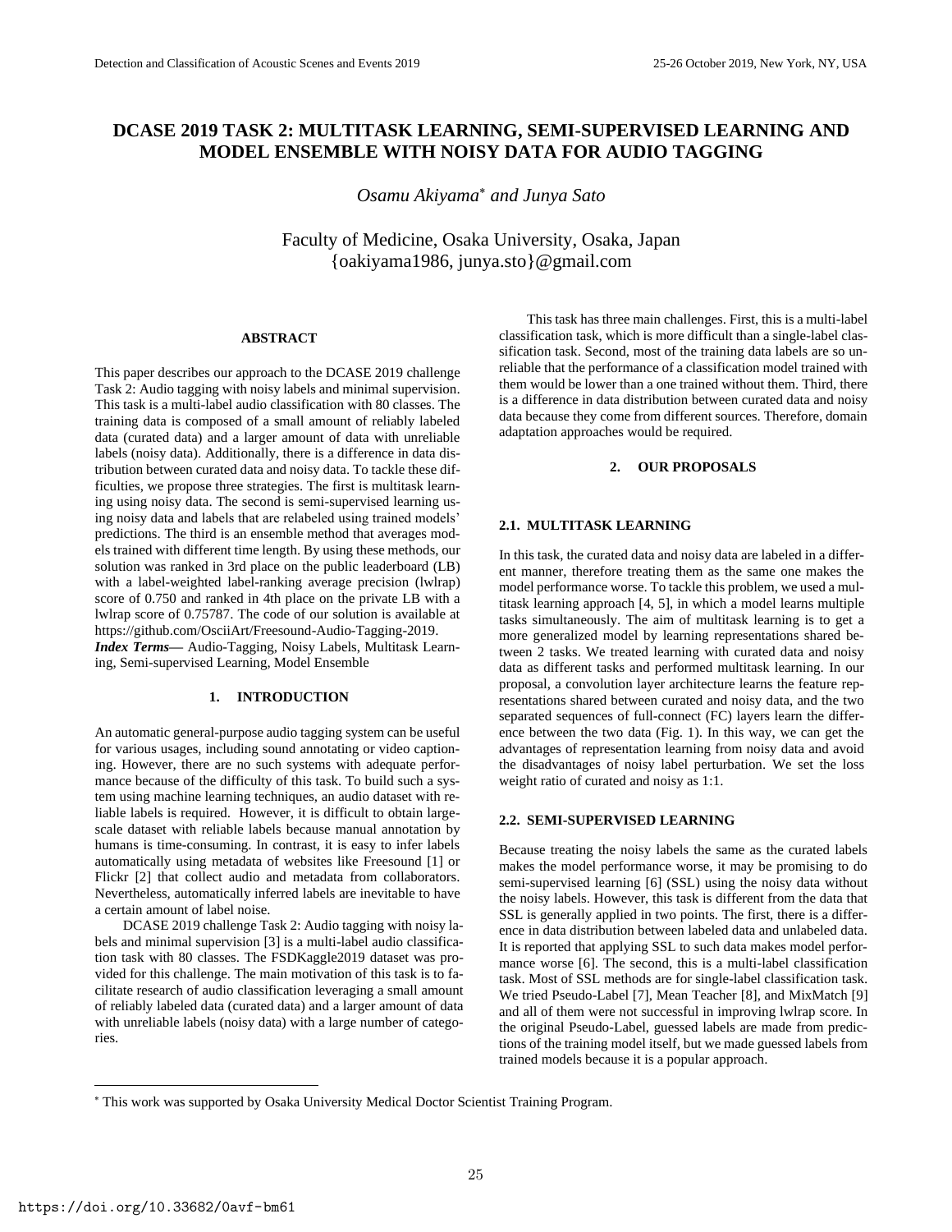# DCASE 2019 TASK 2: MULTITASK LEARNING, SEMI-SUPERVISED LEARNING AND MODEL ENSEMBLE WITH NOISY DATA FOR AUDIO TAGGING

*Osamu Akiyama*[*] *and Junya Sato*

Faculty of Medicine, Osaka University, Osaka, Japan
{oakiyama1986, junya.sto}@gmail.com

## ABSTRACT

This paper describes our approach to the DCASE 2019 challenge Task 2: Audio tagging with noisy labels and minimal supervision. This task is a multi-label audio classification with 80 classes. The training data is composed of a small amount of reliably labeled data (curated data) and a larger amount of data with unreliable labels (noisy data). Additionally, there is a difference in data distribution between curated data and noisy data. To tackle these difficulties, we propose three strategies. The first is multitask learning using noisy data. The second is semi-supervised learning using noisy data and labels that are relabeled using trained models' predictions. The third is an ensemble method that averages models trained with different time length. By using these methods, our solution was ranked in 3rd place on the public leaderboard (LB) with a label-weighted label-ranking average precision (lwlrap) score of 0.750 and ranked in 4th place on the private LB with a lwlrap score of 0.75787. The code of our solution is available at https://github.com/OsciiArt/Freesound-Audio-Tagging-2019.

***Index Terms*****—** Audio-Tagging, Noisy Labels, Multitask Learning, Semi-supervised Learning, Model Ensemble

## 1. INTRODUCTION

An automatic general-purpose audio tagging system can be useful for various usages, including sound annotating or video captioning. However, there are no such systems with adequate performance because of the difficulty of this task. To build such a system using machine learning techniques, an audio dataset with reliable labels is required. However, it is difficult to obtain large-scale dataset with reliable labels because manual annotation by humans is time-consuming. In contrast, it is easy to infer labels automatically using metadata of websites like Freesound [1] or Flickr [2] that collect audio and metadata from collaborators. Nevertheless, automatically inferred labels are inevitable to have a certain amount of label noise.

DCASE 2019 challenge Task 2: Audio tagging with noisy labels and minimal supervision [3] is a multi-label audio classification task with 80 classes. The FSDKaggle2019 dataset was provided for this challenge. The main motivation of this task is to facilitate research of audio classification leveraging a small amount of reliably labeled data (curated data) and a larger amount of data with unreliable labels (noisy data) with a large number of categories.

This task has three main challenges. First, this is a multi-label classification task, which is more difficult than a single-label classification task. Second, most of the training data labels are so unreliable that the performance of a classification model trained with them would be lower than a one trained without them. Third, there is a difference in data distribution between curated data and noisy data because they come from different sources. Therefore, domain adaptation approaches would be required.

## 2. OUR PROPOSALS

### 2.1. MULTITASK LEARNING

In this task, the curated data and noisy data are labeled in a different manner, therefore treating them as the same one makes the model performance worse. To tackle this problem, we used a multitask learning approach [4, 5], in which a model learns multiple tasks simultaneously. The aim of multitask learning is to get a more generalized model by learning representations shared between 2 tasks. We treated learning with curated data and noisy data as different tasks and performed multitask learning. In our proposal, a convolution layer architecture learns the feature representations shared between curated and noisy data, and the two separated sequences of full-connect (FC) layers learn the difference between the two data (Fig. 1). In this way, we can get the advantages of representation learning from noisy data and avoid the disadvantages of noisy label perturbation. We set the loss weight ratio of curated and noisy as 1:1.

### 2.2. SEMI-SUPERVISED LEARNING

Because treating the noisy labels the same as the curated labels makes the model performance worse, it may be promising to do semi-supervised learning [6] (SSL) using the noisy data without the noisy labels. However, this task is different from the data that SSL is generally applied in two points. The first, there is a difference in data distribution between labeled data and unlabeled data. It is reported that applying SSL to such data makes model performance worse [6]. The second, this is a multi-label classification task. Most of SSL methods are for single-label classification task. We tried Pseudo-Label [7], Mean Teacher [8], and MixMatch [9] and all of them were not successful in improving lwlrap score. In the original Pseudo-Label, guessed labels are made from predictions of the training model itself, but we made guessed labels from trained models because it is a popular approach.

[*] This work was supported by Osaka University Medical Doctor Scientist Training Program.

https://doi.org/10.33682/0avf-bm61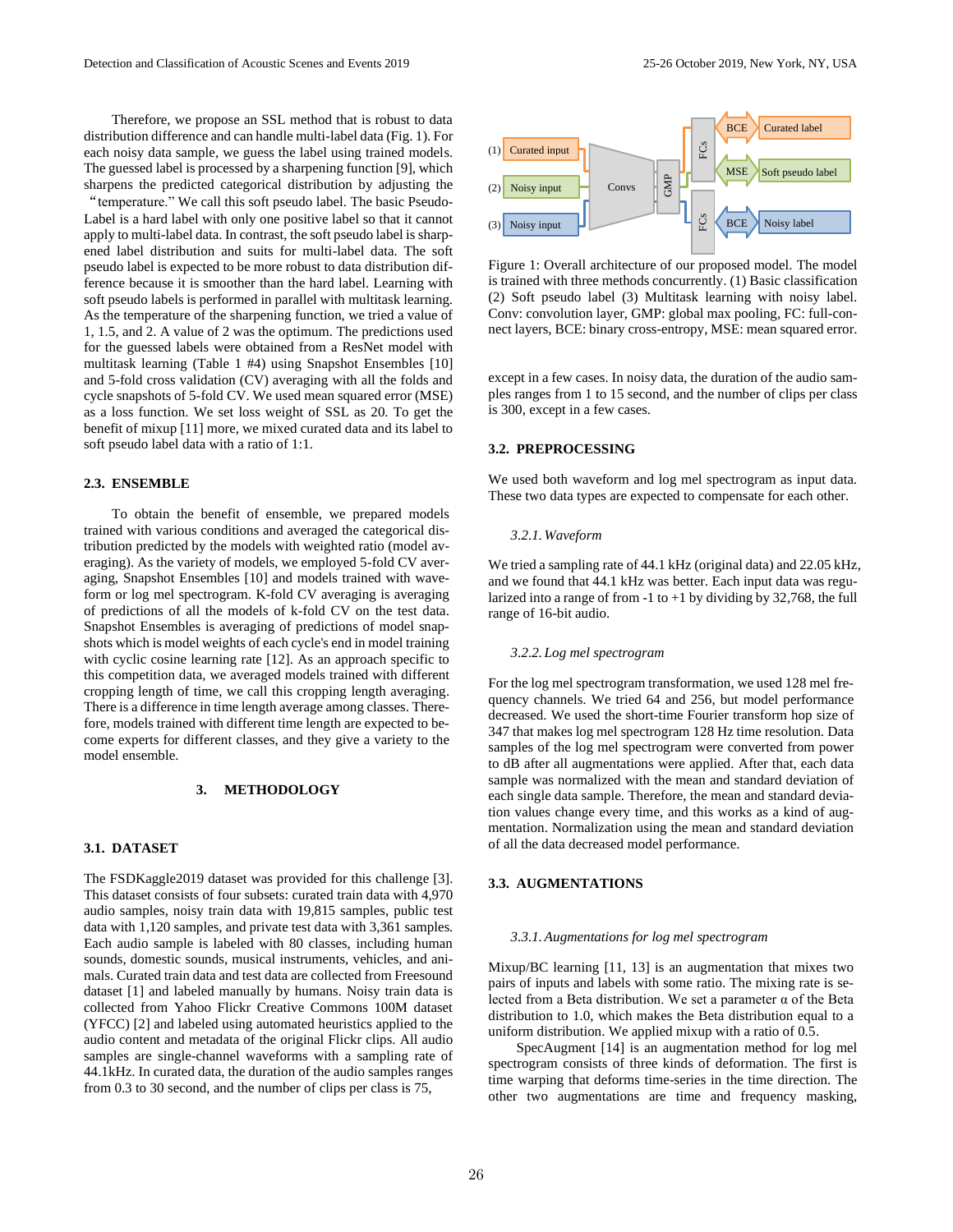Therefore, we propose an SSL method that is robust to data distribution difference and can handle multi-label data (Fig. 1). For each noisy data sample, we guess the label using trained models. The guessed label is processed by a sharpening function [9], which sharpens the predicted categorical distribution by adjusting the "temperature." We call this soft pseudo label. The basic Pseudo-Label is a hard label with only one positive label so that it cannot apply to multi-label data. In contrast, the soft pseudo label is sharpened label distribution and suits for multi-label data. The soft pseudo label is expected to be more robust to data distribution difference because it is smoother than the hard label. Learning with soft pseudo labels is performed in parallel with multitask learning. As the temperature of the sharpening function, we tried a value of 1, 1.5, and 2. A value of 2 was the optimum. The predictions used for the guessed label were obtained from a ResNet model trained with multitask learning (Table 1 #4) using Snapshot Ensembles [10] and 5-fold cross validation (CV) averaging with all the folds and cycle snapshots of 5-fold CV. We used mean squared error (MSE) as a loss function. We set loss weight of SSL as 20. To get the benefit of mixup [11] more, we mixed curated data and its label to soft pseudo label data with a ratio of 1:1.

### 2.3. ENSEMBLE

To obtain the benefit of ensemble, we prepared models trained with various conditions and averaged the categorical distribution predicted by the models with weighted ratio (model averaging). As the variety of models, we employed 5-fold CV averaging, Snapshot Ensembles [10] and models trained with waveform or log mel spectrogram. K-fold CV averaging is averaging of predictions of all the models of k-fold CV on the test data. Snapshot Ensembles is averaging of predictions of model snapshots which is model weights of each cycle's end in model training with cyclic cosine learning rate [12]. As an approach specific to this competition data, we averaged models trained with different cropping length of time, we call this cropping length averaging. There is a difference in time length average among classes. Therefore, models trained with different time length are expected to become experts for different classes, and they give a variety to the model ensemble.

## 3. METHODOLOGY

### 3.1. DATASET

The FSDKaggle2019 dataset was provided for this challenge [3]. This dataset consists of four subsets: curated train data with 4,970 audio samples, noisy train data with 19,815 samples, public test data with 1,120 samples, and private test data with 3,361 samples. Each audio sample is labeled with 80 classes, including human sounds, domestic sounds, musical instruments, vehicles, and animals. Curated train data and test data are collected from Freesound dataset [1] and labeled manually by humans. Noisy train data is collected from Yahoo Flickr Creative Commons 100M dataset (YFCC) [2] and labeled using automated heuristics applied to the audio content and metadata of the original Flickr clips. All audio samples are single-channel waveforms with a sampling rate of 44.1kHz. In curated data, the duration of the audio samples ranges from 0.3 to 30 second, and the number of clips per class is 75, except in a few cases. In noisy data, the duration of the audio samples ranges from 1 to 15 second, and the number of clips per class is 300, except in a few cases.

Figure 1: Overall architecture of our proposed model. The model is trained with three methods concurrently. (1) Basic classification (2) Soft pseudo label (3) Multitask learning with noisy label. Conv: convolution layer, GMP: global max pooling, FC: full-connect layers, BCE: binary cross-entropy, MSE: mean squared error.

### 3.2. PREPROCESSING

We used both waveform and log mel spectrogram as input data. These two data types are expected to compensate for each other.

#### 3.2.1. Waveform

We tried a sampling rate of 44.1 kHz (original data) and 22.05 kHz, and we found that 44.1 kHz was better. Each input data was regularized into a range of from -1 to +1 by dividing by 32,768, the full range of 16-bit audio.

#### 3.2.2. Log mel spectrogram

For the log mel spectrogram transformation, we used 128 mel frequency channels. We tried 64 and 256, but model performance decreased. We used the short-time Fourier transform hop size of 347 that makes log mel spectrogram 128 Hz time resolution. Data samples of the log mel spectrogram were converted from power to dB after all augmentations were applied. After that, each data sample was normalized with the mean and standard deviation of each single data sample. Therefore, the mean and standard deviation values change every time, and this works as a kind of augmentation. Normalization using the mean and standard deviation of all the data decreased model performance.

### 3.3. AUGMENTATIONS

#### 3.3.1. Augmentations for log mel spectrogram

Mixup/BC learning [11, 13] is an augmentation that mixes two pairs of inputs and labels with some ratio. The mixing rate is selected from a Beta distribution. We set a parameter $\alpha$ of the Beta distribution to 1.0, which makes the Beta distribution equal to a uniform distribution. We applied mixup with a ratio of 0.5.

SpecAugment [14] is an augmentation method for log mel spectrogram consists of three kinds of deformation. The first is time warping that deforms time-series in the time direction. The other two augmentations are time and frequency masking,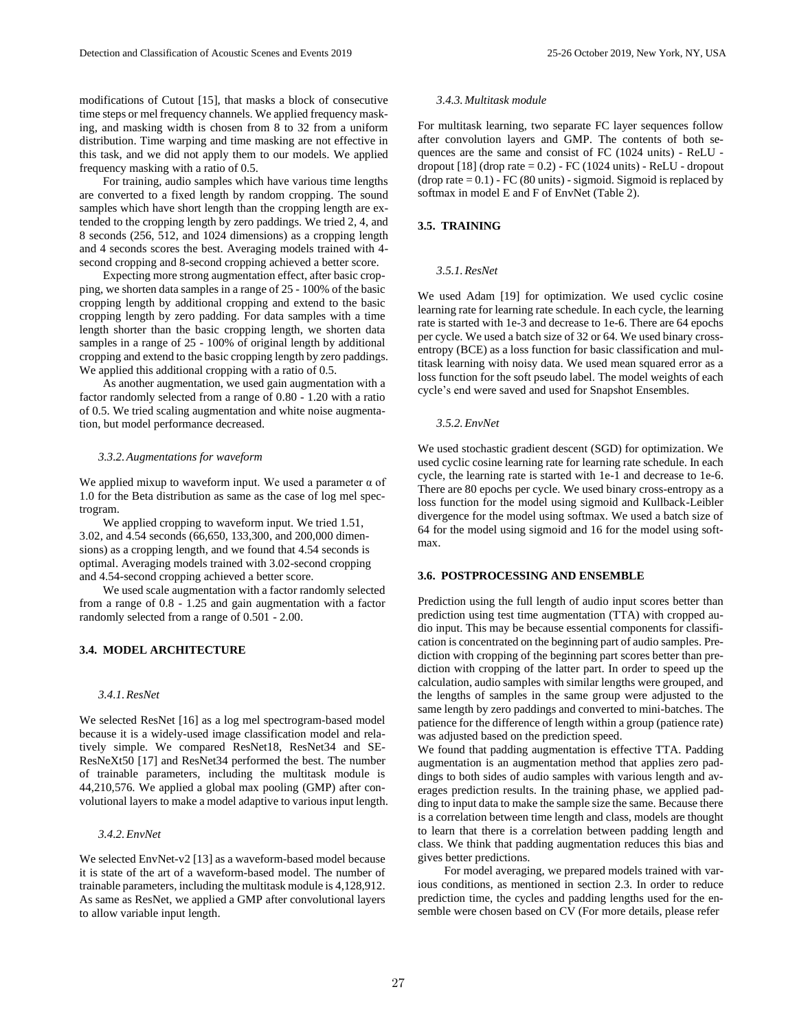modifications of Cutout [15], that masks a block of consecutive time steps or mel frequency channels. We applied frequency masking, and masking width is chosen from 8 to 32 from a uniform distribution. Time warping and time masking are not effective in this task, and we did not apply them to our models. We applied frequency masking with a ratio of 0.5.

For training, audio samples which have various time lengths are converted to a fixed length by random cropping. The sound samples which have short length than the cropping length are extended to the cropping length by zero paddings. We tried 2, 4, and 8 seconds (256, 512, and 1024 dimensions) as a cropping length and 4 seconds scores the best. Averaging models trained with 4-second cropping and 8-second cropping achieved a better score.

Expecting more strong augmentation effect, after basic cropping, we shorten data samples in a range of 25 - 100% of the basic cropping length by additional cropping and extend to the basic cropping length by zero padding. For data samples with a time length shorter than the basic cropping length, we shorten data samples in a range of 25 - 100% of original length by additional cropping and extend to the basic cropping length by zero paddings. We applied this additional cropping with a ratio of 0.5.

As another augmentation, we used gain augmentation with a factor randomly selected from a range of 0.80 - 1.20 with a ratio of 0.5. We tried scaling augmentation and white noise augmentation, but model performance decreased.

#### 3.3.2. Augmentations for waveform

We applied mixup to waveform input. We used a parameter α of 1.0 for the Beta distribution as same as the case of log mel spectrogram.

We applied cropping to waveform input. We tried 1.51, 3.02, and 4.54 seconds (66,650, 133,300, and 200,000 dimensions) as a cropping length, and we found that 4.54 seconds is optimal. Averaging models trained with 3.02-second cropping and 4.54-second cropping achieved a better score.

We used scale augmentation with a factor randomly selected from a range of 0.8 - 1.25 and gain augmentation with a factor randomly selected from a range of 0.501 - 2.00.

### 3.4. MODEL ARCHITECTURE

#### 3.4.1. ResNet

We selected ResNet [16] as a log mel spectrogram-based model because it is a widely-used image classification model and relatively simple. We compared ResNet18, ResNet34 and SE-ResNeXt50 [17] and ResNet34 performed the best. The number of trainable parameters, including the multitask module is 44,210,576. We applied a global max pooling (GMP) after convolutional layers to make a model adaptive to various input length.

#### 3.4.2. EnvNet

We selected EnvNet-v2 [13] as a waveform-based model because it is state of the art of a waveform-based model. The number of trainable parameters, including the multitask module is 4,128,912. As same as ResNet, we applied a GMP after convolutional layers to allow variable input length.

#### 3.4.3. Multitask module

For multitask learning, two separate FC layer sequences follow after convolution layers and GMP. The contents of both sequences are the same and consist of FC (1024 units) - ReLU - dropout [18] (drop rate = 0.2) - FC (1024 units) - ReLU - dropout (drop rate = 0.1) - FC (80 units) - sigmoid. Sigmoid is replaced by softmax in model E and F of EnvNet (Table 2).

### 3.5. TRAINING

#### 3.5.1. ResNet

We used Adam [19] for optimization. We used cyclic cosine learning rate for learning rate schedule. In each cycle, the learning rate is started with 1e-3 and decrease to 1e-6. There are 64 epochs per cycle. We used a batch size of 32 or 64. We used binary cross-entropy (BCE) as a loss function for basic classification and multitask learning with noisy data. We used mean squared error as a loss function for the soft pseudo label. The model weights of each cycle's end were saved and used for Snapshot Ensembles.

#### 3.5.2. EnvNet

We used stochastic gradient descent (SGD) for optimization. We used cyclic cosine learning rate for learning rate schedule. In each cycle, the learning rate is started with 1e-1 and decrease to 1e-6. There are 80 epochs per cycle. We used binary cross-entropy as a loss function for the model using sigmoid and Kullback-Leibler divergence for the model using softmax. We used a batch size of 64 for the model using sigmoid and 16 for the model using softmax.

### 3.6. POSTPROCESSING AND ENSEMBLE

Prediction using the full length of audio input scores better than prediction using test time augmentation (TTA) with cropped audio input. This may be because essential components for classification is concentrated on the beginning part of audio samples. Prediction with cropping of the beginning part scores better than prediction with cropping of the latter part. In order to speed up the calculation, audio samples with similar lengths were grouped, and the lengths of samples in the same group were adjusted to the same length by zero paddings and converted to mini-batches. The patience for the difference of length within a group (patience rate) was adjusted based on the prediction speed.

We found that padding augmentation is effective TTA. Padding augmentation is an augmentation method that applies zero paddings to both sides of audio samples with various length and averages prediction results. In the training phase, we applied padding to input data to make the sample size the same. Because there is a correlation between time length and class, models are thought to learn that there is a correlation between padding length and class. We think that padding augmentation reduces this bias and gives better predictions.

For model averaging, we prepared models trained with various conditions, as mentioned in section 2.3. In order to reduce prediction time, the cycles and padding lengths used for the ensemble were chosen based on CV (For more details, please refer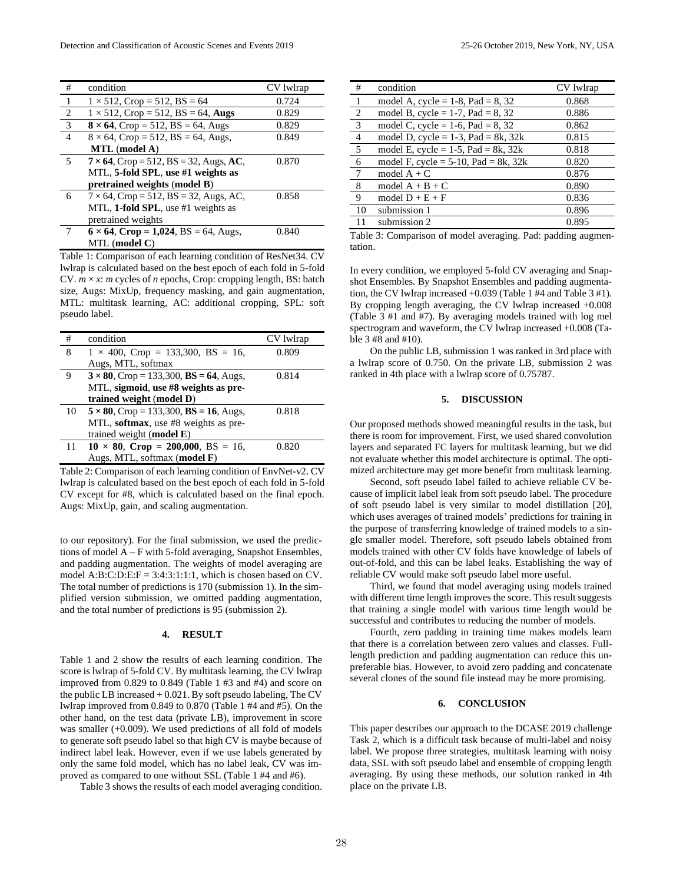| # | condition | CV lwlrap |
|---|---|---|
| 1 | 1 × 512, Crop = 512, BS = 64 | 0.724 |
| 2 | 1 × 512, Crop = 512, BS = 64, **Augs** | 0.829 |
| 3 | **8 × 64**, Crop = 512, BS = 64, Augs | 0.829 |
| 4 | 8 × 64, Crop = 512, BS = 64, Augs, **MTL** (**model A**) | 0.849 |
| 5 | **7 × 64**, Crop = 512, BS = 32, Augs, **AC**, MTL, **5-fold SPL**, **use #1 weights as pretrained weights** (**model B**) | 0.870 |
| 6 | 7 × 64, Crop = 512, BS = 32, Augs, AC, MTL, **1-fold SPL**, use #1 weights as pretrained weights | 0.858 |
| 7 | **6 × 64**, **Crop = 1,024**, BS = 64, Augs, MTL (**model C**) | 0.840 |

Table 1: Comparison of each learning condition of ResNet34. CV lwlrap is calculated based on the best epoch of each fold in 5-fold CV. $m \times x$: $m$ cycles of $n$ epochs, Crop: cropping length, BS: batch size, Augs: MixUp, frequency masking, and gain augmentation, MTL: multitask learning, AC: additional cropping, SPL: soft pseudo label.

| # | condition | CV lwlrap |
|---|---|---|
| 8 | 1 × 400, Crop = 133,300, BS = 16, Augs, MTL, softmax | 0.809 |
| 9 | **3 × 80**, Crop = 133,300, **BS = 64**, Augs, MTL, **sigmoid**, **use #8 weights as pre-trained weight** (**model D**) | 0.814 |
| 10 | **5 × 80**, Crop = 133,300, **BS = 16**, Augs, MTL, **softmax**, use #8 weights as pre-trained weight (**model E**) | 0.818 |
| 11 | **10 × 80**, **Crop = 200,000**, BS = 16, Augs, MTL, softmax (**model F**) | 0.820 |

Table 2: Comparison of each learning condition of EnvNet-v2. CV lwlrap is calculated based on the best epoch of each fold in 5-fold CV except for #8, which is calculated based on the final epoch. Augs: MixUp, gain, and scaling augmentation.

to our repository). For the final submission, we used the predictions of model A – F with 5-fold averaging, Snapshot Ensembles, and padding augmentation. The weights of model averaging are model A:B:C:D:E:F = 3:4:3:1:1:1, which is chosen based on CV. The total number of predictions is 170 (submission 1). In the simplified version submission, we omitted padding augmentation, and the total number of predictions is 95 (submission 2).

## 4. RESULT

Table 1 and 2 show the results of each learning condition. The score is lwlrap of 5-fold CV. By multitask learning, the CV lwlrap improved from 0.829 to 0.849 (Table 1 #3 and #4) and score on the public LB increased + 0.021. By soft pseudo labeling, The CV lwlrap improved from 0.849 to 0.870 (Table 1 #4 and #5). On the other hand, on the test data (private LB), improvement in score was smaller (+0.009). We used predictions of all fold of models to generate soft pseudo label so that high CV is maybe because of indirect label leak. However, even if we use labels generated by only the same fold model, which has no label leak, CV was improved as compared to one without SSL (Table 1 #4 and #6).

Table 3 shows the results of each model averaging condition.

| # | condition | CV lwlrap |
|---|---|---|
| 1 | model A, cycle = 1-8, Pad = 8, 32 | 0.868 |
| 2 | model B, cycle = 1-7, Pad = 8, 32 | 0.886 |
| 3 | model C, cycle = 1-6, Pad = 8, 32 | 0.862 |
| 4 | model D, cycle = 1-3, Pad = 8k, 32k | 0.815 |
| 5 | model E, cycle = 1-5, Pad = 8k, 32k | 0.818 |
| 6 | model F, cycle = 5-10, Pad = 8k, 32k | 0.820 |
| 7 | model A + C | 0.876 |
| 8 | model A + B + C | 0.890 |
| 9 | model D + E + F | 0.836 |
| 10 | submission 1 | 0.896 |
| 11 | submission 2 | 0.895 |

Table 3: Comparison of model averaging. Pad: padding augmentation.

In every condition, we employed 5-fold CV averaging and Snapshot Ensembles. By Snapshot Ensembles and padding augmentation, the CV lwlrap increased +0.039 (Table 1 #4 and Table 3 #1). By cropping length averaging, the CV lwlrap increased +0.008 (Table 3 #1 and #7). By averaging models trained with log mel spectrogram and waveform, the CV lwlrap increased +0.008 (Table 3 #8 and #10).

On the public LB, submission 1 was ranked in 3rd place with a lwlrap score of 0.750. On the private LB, submission 2 was ranked in 4th place with a lwlrap score of 0.75787.

## 5. DISCUSSION

Our proposed methods showed meaningful results in the task, but there is room for improvement. First, we used shared convolution layers and separated FC layers for multitask learning, but we did not evaluate whether this model architecture is optimal. The optimized architecture may get more benefit from multitask learning.

Second, soft pseudo label failed to achieve reliable CV because of implicit label leak from soft pseudo label. The procedure of soft pseudo label is very similar to model distillation [20], which uses averages of trained models' predictions for training in the purpose of transferring knowledge of trained models to a single smaller model. Therefore, soft pseudo labels obtained from models trained with other CV folds have knowledge of labels of out-of-fold, and this can be label leaks. Establishing the way of reliable CV would make soft pseudo label more useful.

Third, we found that model averaging using models trained with different time length improves the score. This result suggests that training a single model with various time length would be successful and contributes to reducing the number of models.

Fourth, zero padding in training time makes models learn that there is a correlation between zero values and classes. Full-length prediction and padding augmentation can reduce this unpreferable bias. However, to avoid zero padding and concatenate several clones of the sound file instead may be more promising.

## 6. CONCLUSION

This paper describes our approach to the DCASE 2019 challenge Task 2, which is a difficult task because of multi-label and noisy label. We propose three strategies, multitask learning with noisy data, SSL with soft pseudo label and ensemble of cropping length averaging. By using these methods, our solution ranked in 4th place on the private LB.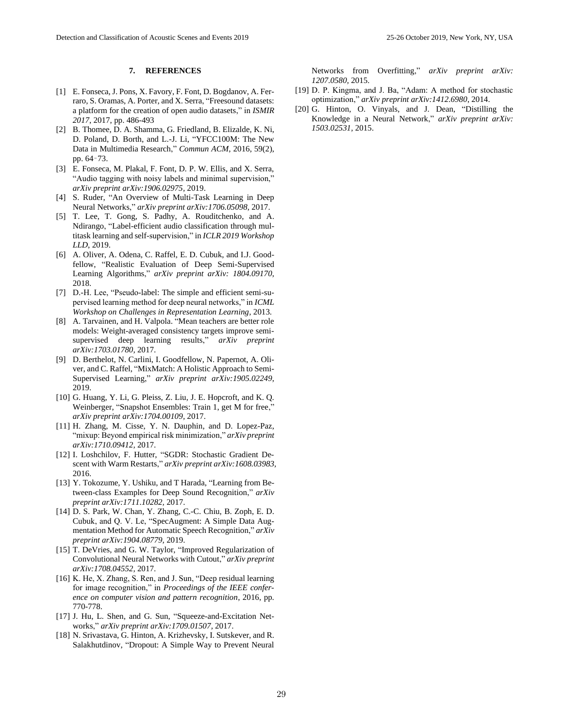## 7. REFERENCES

[1] E. Fonseca, J. Pons, X. Favory, F. Font, D. Bogdanov, A. Ferraro, S. Oramas, A. Porter, and X. Serra, "Freesound datasets: a platform for the creation of open audio datasets," in *ISMIR 2017*, 2017, pp. 486-493

[2] B. Thomee, D. A. Shamma, G. Friedland, B. Elizalde, K. Ni, D. Poland, D. Borth, and L.-J. Li, "YFCC100M: The New Data in Multimedia Research," *Commun ACM*, 2016, 59(2), pp. 64–73.

[3] E. Fonseca, M. Plakal, F. Font, D. P. W. Ellis, and X. Serra, "Audio tagging with noisy labels and minimal supervision," *arXiv preprint arXiv:1906.02975*, 2019.

[4] S. Ruder, "An Overview of Multi-Task Learning in Deep Neural Networks," *arXiv preprint arXiv:1706.05098*, 2017.

[5] T. Lee, T. Gong, S. Padhy, A. Rouditchenko, and A. Ndirango, "Label-efficient audio classification through multitask learning and self-supervision," in *ICLR 2019 Workshop LLD*, 2019.

[6] A. Oliver, A. Odena, C. Raffel, E. D. Cubuk, and I.J. Goodfellow, "Realistic Evaluation of Deep Semi-Supervised Learning Algorithms," *arXiv preprint arXiv: 1804.09170*, 2018.

[7] D.-H. Lee, "Pseudo-label: The simple and efficient semi-supervised learning method for deep neural networks," in *ICML Workshop on Challenges in Representation Learning*, 2013.

[8] A. Tarvainen, and H. Valpola. "Mean teachers are better role models: Weight-averaged consistency targets improve semi-supervised deep learning results," *arXiv preprint arXiv:1703.01780*, 2017.

[9] D. Berthelot, N. Carlini, I. Goodfellow, N. Papernot, A. Oliver, and C. Raffel, "MixMatch: A Holistic Approach to Semi-Supervised Learning," *arXiv preprint arXiv:1905.02249*, 2019.

[10] G. Huang, Y. Li, G. Pleiss, Z. Liu, J. E. Hopcroft, and K. Q. Weinberger, "Snapshot Ensembles: Train 1, get M for free," *arXiv preprint arXiv:1704.00109*, 2017.

[11] H. Zhang, M. Cisse, Y. N. Dauphin, and D. Lopez-Paz, "mixup: Beyond empirical risk minimization," *arXiv preprint arXiv:1710.09412*, 2017.

[12] I. Loshchilov, F. Hutter, "SGDR: Stochastic Gradient Descent with Warm Restarts," *arXiv preprint arXiv:1608.03983*, 2016.

[13] Y. Tokozume, Y. Ushiku, and T Harada, "Learning from Between-class Examples for Deep Sound Recognition," *arXiv preprint arXiv:1711.10282*, 2017.

[14] D. S. Park, W. Chan, Y. Zhang, C.-C. Chiu, B. Zoph, E. D. Cubuk, and Q. V. Le, "SpecAugment: A Simple Data Augmentation Method for Automatic Speech Recognition," *arXiv preprint arXiv:1904.08779*, 2019.

[15] T. DeVries, and G. W. Taylor, "Improved Regularization of Convolutional Neural Networks with Cutout," *arXiv preprint arXiv:1708.04552*, 2017.

[16] K. He, X. Zhang, S. Ren, and J. Sun, "Deep residual learning for image recognition," in *Proceedings of the IEEE conference on computer vision and pattern recognition*, 2016, pp. 770-778.

[17] J. Hu, L. Shen, and G. Sun, "Squeeze-and-Excitation Networks," *arXiv preprint arXiv:1709.01507*, 2017.

[18] N. Srivastava, G. Hinton, A. Krizhevsky, I. Sutskever, and R. Salakhutdinov, "Dropout: A Simple Way to Prevent Neural Networks from Overfitting," *arXiv preprint arXiv: 1207.0580*, 2015.

[19] D. P. Kingma, and J. Ba, "Adam: A method for stochastic optimization," *arXiv preprint arXiv:1412.6980*, 2014.

[20] G. Hinton, O. Vinyals, and J. Dean, "Distilling the Knowledge in a Neural Network," *arXiv preprint arXiv: 1503.02531*, 2015.